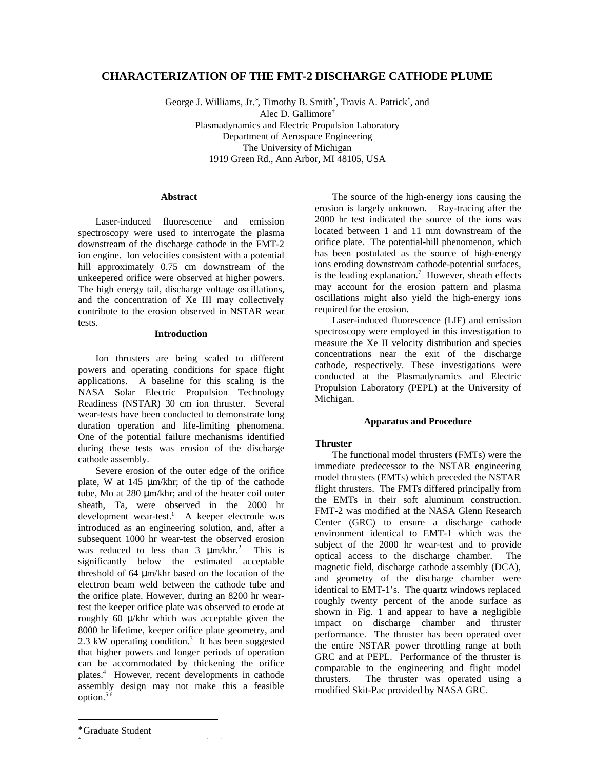# CHARACTERIZATION OF THE FMT-2 DISCHARGE CATHODE PLUME

George J. Williams, Jr.*, Timothy B. Smith*, Travis A. Patrick*, and Alec D. Gallimore†
Plasmadynamics and Electric Propulsion Laboratory
Department of Aerospace Engineering
The University of Michigan
1919 Green Rd., Ann Arbor, MI 48105, USA

## Abstract

Laser-induced fluorescence and emission spectroscopy were used to interrogate the plasma downstream of the discharge cathode in the FMT-2 ion engine. Ion velocities consistent with a potential hill approximately 0.75 cm downstream of the unkeepered orifice were observed at higher powers. The high energy tail, discharge voltage oscillations, and the concentration of Xe III may collectively contribute to the erosion observed in NSTAR wear tests.

## Introduction

Ion thrusters are being scaled to different powers and operating conditions for space flight applications. A baseline for this scaling is the NASA Solar Electric Propulsion Technology Readiness (NSTAR) 30 cm ion thruster. Several wear-tests have been conducted to demonstrate long duration operation and life-limiting phenomena. One of the potential failure mechanisms identified during these tests was erosion of the discharge cathode assembly.

Severe erosion of the outer edge of the orifice plate, W at 145 μm/khr; of the tip of the cathode tube, Mo at 280 μm/khr; and of the heater coil outer sheath, Ta, were observed in the 2000 hr development wear-test.[1] A keeper electrode was introduced as an engineering solution, and, after a subsequent 1000 hr wear-test the observed erosion was reduced to less than 3 μm/khr.[2] This is significantly below the estimated acceptable threshold of 64 μm/khr based on the location of the electron beam weld between the cathode tube and the orifice plate. However, during an 8200 hr wear-test the keeper orifice plate was observed to erode at roughly 60 μ/khr which was acceptable given the 8000 hr lifetime, keeper orifice plate geometry, and 2.3 kW operating condition.[3] It has been suggested that higher powers and longer periods of operation can be accommodated by thickening the orifice plates.[4] However, recent developments in cathode assembly design may not make this a feasible option.[5,6]

The source of the high-energy ions causing the erosion is largely unknown. Ray-tracing after the 2000 hr test indicated the source of the ions was located between 1 and 11 mm downstream of the orifice plate. The potential-hill phenomenon, which has been postulated as the source of high-energy ions eroding downstream cathode-potential surfaces, is the leading explanation.[7] However, sheath effects may account for the erosion pattern and plasma oscillations might also yield the high-energy ions required for the erosion.

Laser-induced fluorescence (LIF) and emission spectroscopy were employed in this investigation to measure the Xe II velocity distribution and species concentrations near the exit of the discharge cathode, respectively. These investigations were conducted at the Plasmadynamics and Electric Propulsion Laboratory (PEPL) at the University of Michigan.

## Apparatus and Procedure

### Thruster

The functional model thrusters (FMTs) were the immediate predecessor to the NSTAR engineering model thrusters (EMTs) which preceded the NSTAR flight thrusters. The FMTs differed principally from the EMTs in their soft aluminum construction. FMT-2 was modified at the NASA Glenn Research Center (GRC) to ensure a discharge cathode environment identical to EMT-1 which was the subject of the 2000 hr wear-test and to provide optical access to the discharge chamber. The magnetic field, discharge cathode assembly (DCA), and geometry of the discharge chamber were identical to EMT-1's. The quartz windows replaced roughly twenty percent of the anode surface as shown in Fig. 1 and appear to have a negligible impact on discharge chamber and thruster performance. The thruster has been operated over the entire NSTAR power throttling range at both GRC and at PEPL. Performance of the thruster is comparable to the engineering and flight model thrusters. The thruster was operated using a modified Skit-Pac provided by NASA GRC.

---

* Graduate Student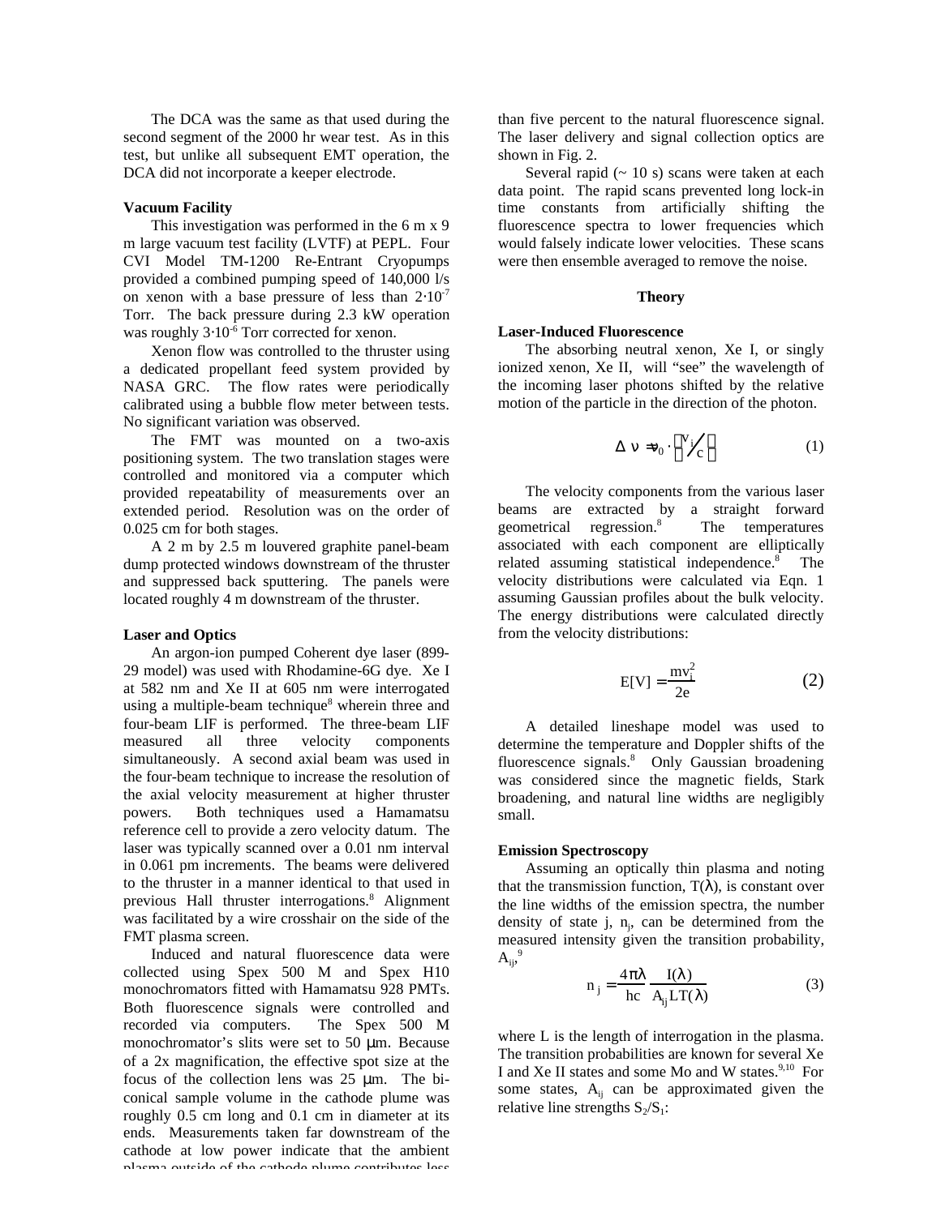The DCA was the same as that used during the second segment of the 2000 hr wear test. As in this test, but unlike all subsequent EMT operation, the DCA did not incorporate a keeper electrode.

**Vacuum Facility**

This investigation was performed in the 6 m x 9 m large vacuum test facility (LVTF) at PEPL. Four CVI Model TM-1200 Re-Entrant Cryopumps provided a combined pumping speed of 140,000 l/s on xenon with a base pressure of less than $2 \cdot 10^{-7}$ Torr. The back pressure during 2.3 kW operation was roughly $3 \cdot 10^{-6}$ Torr corrected for xenon.

Xenon flow was controlled to the thruster using a dedicated propellant feed system provided by NASA GRC. The flow rates were periodically calibrated using a bubble flow meter between tests. No significant variation was observed.

The FMT was mounted on a two-axis positioning system. The two translation stages were controlled and monitored via a computer which provided repeatability of measurements over an extended period. Resolution was on the order of 0.025 cm for both stages.

A 2 m by 2.5 m louvered graphite panel-beam dump protected windows downstream of the thruster and suppressed back sputtering. The panels were located roughly 4 m downstream of the thruster.

**Laser and Optics**

An argon-ion pumped Coherent dye laser (899-29 model) was used with Rhodamine-6G dye. Xe I at 582 nm and Xe II at 605 nm were interrogated using a multiple-beam technique[8] wherein three and four-beam LIF is performed. The three-beam LIF measured all three velocity components simultaneously. A second axial beam was used in the four-beam technique to increase the resolution of the axial velocity measurement at higher thruster powers. Both techniques used a Hamamatsu reference cell to provide a zero velocity datum. The laser was typically scanned over a 0.01 nm interval in 0.061 pm increments. The beams were delivered to the thruster in a manner identical to that used in previous Hall thruster interrogations.[8] Alignment was facilitated by a wire crosshair on the side of the FMT plasma screen.

Induced and natural fluorescence data were collected using Spex 500 M and Spex H10 monochromators fitted with Hamamatsu 928 PMTs. Both fluorescence signals were controlled and recorded via computers. The Spex 500 M monochromator's slits were set to 50 μm. Because of a 2x magnification, the effective spot size at the focus of the collection lens was 25 μm. The bi-conical sample volume in the cathode plume was roughly 0.5 cm long and 0.1 cm in diameter at its ends. Measurements taken far downstream of the cathode at low power indicate that the ambient plasma outside of the cathode plume contributes less than five percent to the natural fluorescence signal. The laser delivery and signal collection optics are shown in Fig. 2.

Several rapid (~ 10 s) scans were taken at each data point. The rapid scans prevented long lock-in time constants from artificially shifting the fluorescence spectra to lower frequencies which would falsely indicate lower velocities. These scans were then ensemble averaged to remove the noise.

## Theory

**Laser-Induced Fluorescence**

The absorbing neutral xenon, Xe I, or singly ionized xenon, Xe II, will "see" the wavelength of the incoming laser photons shifted by the relative motion of the particle in the direction of the photon.

$$\Delta \nu = \nu_0 \cdot \left( v_i / c \right) \qquad (1)$$

The velocity components from the various laser beams are extracted by a straight forward geometrical regression.[8] The temperatures associated with each component are elliptically related assuming statistical independence.[8] The velocity distributions were calculated via Eqn. 1 assuming Gaussian profiles about the bulk velocity. The energy distributions were calculated directly from the velocity distributions:

$$E[V] = \frac{m v_i^2}{2e} \qquad (2)$$

A detailed lineshape model was used to determine the temperature and Doppler shifts of the fluorescence signals.[8] Only Gaussian broadening was considered since the magnetic fields, Stark broadening, and natural line widths are negligibly small.

**Emission Spectroscopy**

Assuming an optically thin plasma and noting that the transmission function, $T(\lambda)$, is constant over the line widths of the emission spectra, the number density of state j, $n_j$, can be determined from the measured intensity given the transition probability, $A_{ij}$,[9]

$$n_j = \frac{4\pi\lambda}{hc} \frac{I(\lambda)}{A_{ij} L T(\lambda)} \qquad (3)$$

where L is the length of interrogation in the plasma. The transition probabilities are known for several Xe I and Xe II states and some Mo and W states.[9,10] For some states, $A_{ij}$ can be approximated given the relative line strengths $S_2/S_1$: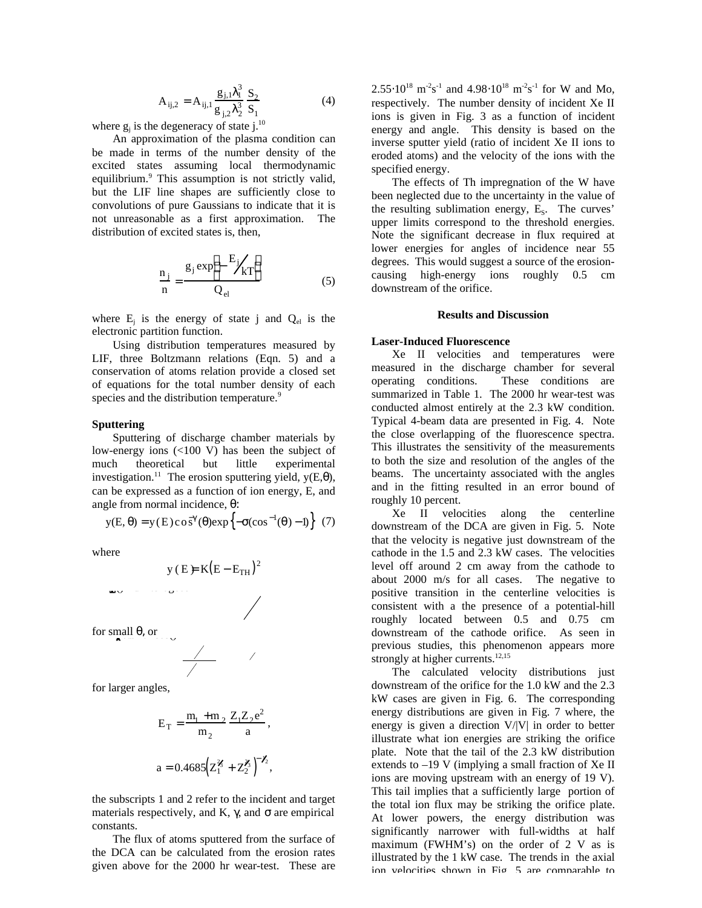$$A_{ij,2} = A_{ij,1} \frac{g_{j,1}\lambda_1^3}{g_{j,2}\lambda_2^3} \frac{S_2}{S_1} \quad (4)$$

where $g_j$ is the degeneracy of state j.[10]

An approximation of the plasma condition can be made in terms of the number density of the excited states assuming local thermodynamic equilibrium.[9] This assumption is not strictly valid, but the LIF line shapes are sufficiently close to convolutions of pure Gaussians to indicate that it is not unreasonable as a first approximation. The distribution of excited states is, then,

$$\frac{n_j}{n} = \frac{g_j \exp\left(-E_j/kT\right)}{Q_{el}} \quad (5)$$

where $E_j$ is the energy of state j and $Q_{el}$ is the electronic partition function.

Using distribution temperatures measured by LIF, three Boltzmann relations (Eqn. 5) and a conservation of atoms relation provide a closed set of equations for the total number density of each species and the distribution temperature.[9]

**Sputtering**

Sputtering of discharge chamber materials by low-energy ions (<100 V) has been the subject of much theoretical but little experimental investigation.[11] The erosion sputtering yield, $y(E,\theta)$, can be expressed as a function of ion energy, E, and angle from normal incidence, $\theta$:

$$y(E,\theta) = y(E)\cos^{-\gamma}(\theta)\exp\left\{-\sigma(\cos^{-1}(\theta)-1)\right\} \quad (7)$$

where

$$y(E) = K\left(E - E_{TH}\right)^2$$

for small $\theta$, or

for larger angles,

$$E_T = \frac{m_1 + m_2}{m_2}\frac{Z_1 Z_2 e^2}{a},$$

$$a = 0.4685\left(Z_1^{2/3} + Z_2^{2/3}\right)^{-1/2},$$

the subscripts 1 and 2 refer to the incident and target materials respectively, and K, $\gamma$, and $\sigma$ are empirical constants.

The flux of atoms sputtered from the surface of the DCA can be calculated from the erosion rates given above for the 2000 hr wear-test. These are $2.55\cdot10^{18}$ $m^{-2}s^{-1}$ and $4.98\cdot10^{18}$ $m^{-2}s^{-1}$ for W and Mo, respectively. The number density of incident Xe II ions is given in Fig. 3 as a function of incident energy and angle. This density is based on the inverse sputter yield (ratio of incident Xe II ions to eroded atoms) and the velocity of the ions with the specified energy.

The effects of Th impregnation of the W have been neglected due to the uncertainty in the value of the resulting sublimation energy, $E_S$. The curves' upper limits correspond to the threshold energies. Note the significant decrease in flux required at lower energies for angles of incidence near 55 degrees. This would suggest a source of the erosion-causing high-energy ions roughly 0.5 cm downstream of the orifice.

## Results and Discussion

**Laser-Induced Fluorescence**

Xe II velocities and temperatures were measured in the discharge chamber for several operating conditions. These conditions are summarized in Table 1. The 2000 hr wear-test was conducted almost entirely at the 2.3 kW condition. Typical 4-beam data are presented in Fig. 4. Note the close overlapping of the fluorescence spectra. This illustrates the sensitivity of the measurements to both the size and resolution of the angles of the beams. The uncertainty associated with the angles and in the fitting resulted in an error bound of roughly 10 percent.

Xe II velocities along the centerline downstream of the DCA are given in Fig. 5. Note that the velocity is negative just downstream of the cathode in the 1.5 and 2.3 kW cases. The velocities level off around 2 cm away from the cathode to about 2000 m/s for all cases. The negative to positive transition in the centerline velocities is consistent with a the presence of a potential-hill roughly located between 0.5 and 0.75 cm downstream of the cathode orifice. As seen in previous studies, this phenomenon appears more strongly at higher currents.[12,15]

The calculated velocity distributions just downstream of the orifice for the 1.0 kW and the 2.3 kW cases are given in Fig. 6. The corresponding energy distributions are given in Fig. 7 where, the energy is given a direction V/|V| in order to better illustrate what ion energies are striking the orifice plate. Note that the tail of the 2.3 kW distribution extends to –19 V (implying a small fraction of Xe II ions are moving upstream with an energy of 19 V). This tail implies that a sufficiently large portion of the total ion flux may be striking the orifice plate. At lower powers, the energy distribution was significantly narrower with full-widths at half maximum (FWHM's) on the order of 2 V as is illustrated by the 1 kW case. The trends in the axial ion velocities shown in Fig. 5 are comparable to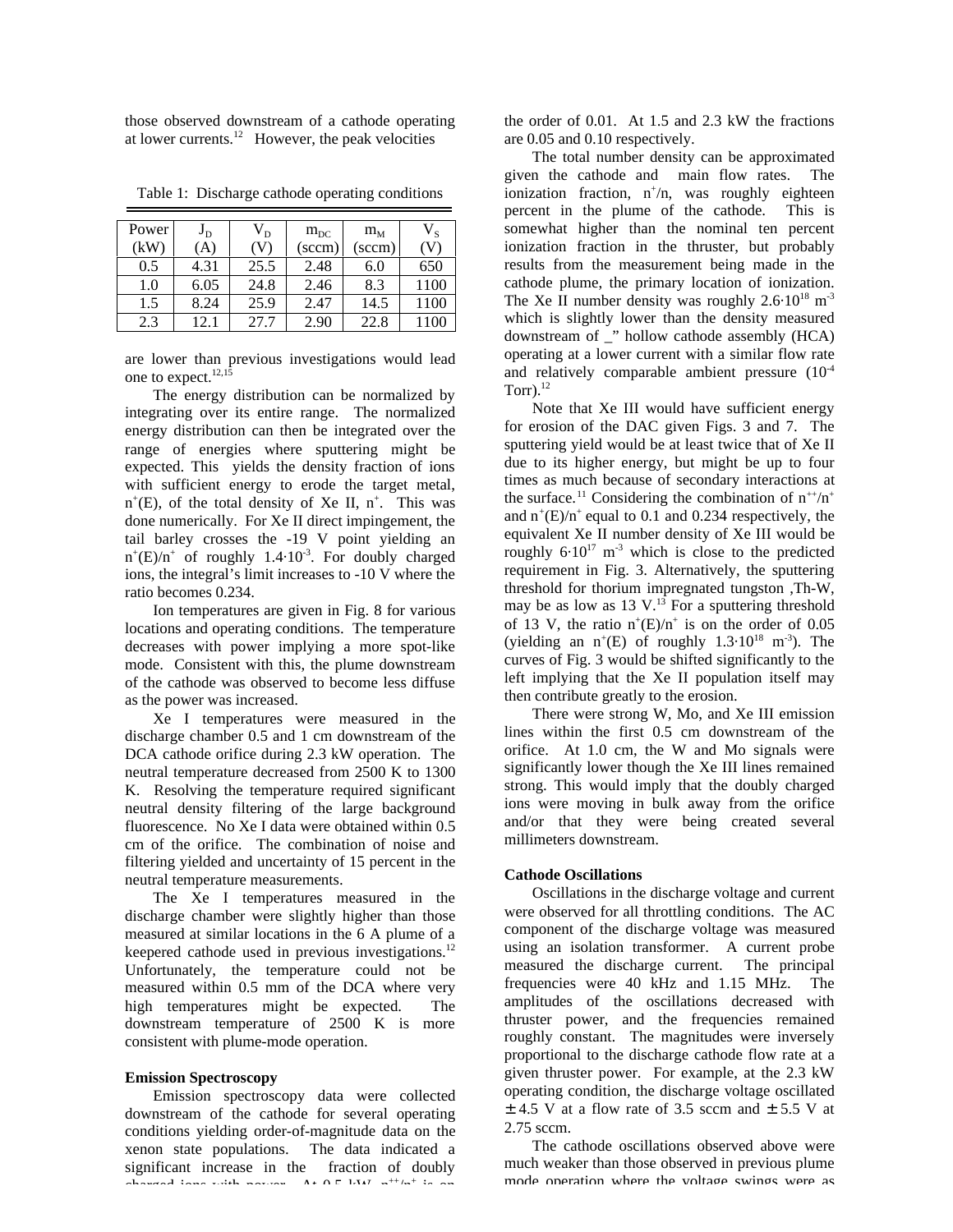those observed downstream of a cathode operating at lower currents.[12] However, the peak velocities are lower than previous investigations would lead one to expect.[12,15]

Table 1: Discharge cathode operating conditions

| Power (kW) | $J_D$ (A) | $V_D$ (V) | $m_{DC}$ (sccm) | $m_M$ (sccm) | $V_S$ (V) |
|---|---|---|---|---|---|
| 0.5 | 4.31 | 25.5 | 2.48 | 6.0 | 650 |
| 1.0 | 6.05 | 24.8 | 2.46 | 8.3 | 1100 |
| 1.5 | 8.24 | 25.9 | 2.47 | 14.5 | 1100 |
| 2.3 | 12.1 | 27.7 | 2.90 | 22.8 | 1100 |

The energy distribution can be normalized by integrating over its entire range. The normalized energy distribution can then be integrated over the range of energies where sputtering might be expected. This yields the density fraction of ions with sufficient energy to erode the target metal, $n^+(E)$, of the total density of Xe II, $n^+$. This was done numerically. For Xe II direct impingement, the tail barley crosses the -19 V point yielding an $n^+(E)/n^+$ of roughly $1.4 \cdot 10^{-3}$. For doubly charged ions, the integral's limit increases to -10 V where the ratio becomes 0.234.

Ion temperatures are given in Fig. 8 for various locations and operating conditions. The temperature decreases with power implying a more spot-like mode. Consistent with this, the plume downstream of the cathode was observed to become less diffuse as the power was increased.

Xe I temperatures were measured in the discharge chamber 0.5 and 1 cm downstream of the DCA cathode orifice during 2.3 kW operation. The neutral temperature decreased from 2500 K to 1300 K. Resolving the temperature required significant neutral density filtering of the large background fluorescence. No Xe I data were obtained within 0.5 cm of the orifice. The combination of noise and filtering yielded and uncertainty of 15 percent in the neutral temperature measurements.

The Xe I temperatures measured in the discharge chamber were slightly higher than those measured at similar locations in the 6 A plume of a keepered cathode used in previous investigations.[12] Unfortunately, the temperature could not be measured within 0.5 mm of the DCA where very high temperatures might be expected. The downstream temperature of 2500 K is more consistent with plume-mode operation.

## Emission Spectroscopy

Emission spectroscopy data were collected downstream of the cathode for several operating conditions yielding order-of-magnitude data on the xenon state populations. The data indicated a significant increase in the fraction of doubly charged ions with power. At 0.5 kW, $n^{++}/n^+$ is on the order of 0.01. At 1.5 and 2.3 kW the fractions are 0.05 and 0.10 respectively.

The total number density can be approximated given the cathode and main flow rates. The ionization fraction, $n^+/n$, was roughly eighteen percent in the plume of the cathode. This is somewhat higher than the nominal ten percent ionization fraction in the thruster, but probably results from the measurement being made in the cathode plume, the primary location of ionization. The Xe II number density was roughly $2.6 \cdot 10^{18}$ $m^{-3}$ which is slightly lower than the density measured downstream of _" hollow cathode assembly (HCA) operating at a lower current with a similar flow rate and relatively comparable ambient pressure ($10^{-4}$ Torr).[12]

Note that Xe III would have sufficient energy for erosion of the DAC given Figs. 3 and 7. The sputtering yield would be at least twice that of Xe II due to its higher energy, but might be up to four times as much because of secondary interactions at the surface.[11] Considering the combination of $n^{++}/n^+$ and $n^+(E)/n^+$ equal to 0.1 and 0.234 respectively, the equivalent Xe II number density of Xe III would be roughly $6 \cdot 10^{17}$ $m^{-3}$ which is close to the predicted requirement in Fig. 3. Alternatively, the sputtering threshold for thorium impregnated tungsten ,Th-W, may be as low as 13 V.[13] For a sputtering threshold of 13 V, the ratio $n^+(E)/n^+$ is on the order of 0.05 (yielding an $n^+(E)$ of roughly $1.3 \cdot 10^{18}$ $m^{-3}$). The curves of Fig. 3 would be shifted significantly to the left implying that the Xe II population itself may then contribute greatly to the erosion.

There were strong W, Mo, and Xe III emission lines within the first 0.5 cm downstream of the orifice. At 1.0 cm, the W and Mo signals were significantly lower though the Xe III lines remained strong. This would imply that the doubly charged ions were moving in bulk away from the orifice and/or that they were being created several millimeters downstream.

## Cathode Oscillations

Oscillations in the discharge voltage and current were observed for all throttling conditions. The AC component of the discharge voltage was measured using an isolation transformer. A current probe measured the discharge current. The principal frequencies were 40 kHz and 1.15 MHz. The amplitudes of the oscillations decreased with thruster power, and the frequencies remained roughly constant. The magnitudes were inversely proportional to the discharge cathode flow rate at a given thruster power. For example, at the 2.3 kW operating condition, the discharge voltage oscillated $\pm$4.5 V at a flow rate of 3.5 sccm and $\pm$5.5 V at 2.75 sccm.

The cathode oscillations observed above were much weaker than those observed in previous plume mode operation where the voltage swings were as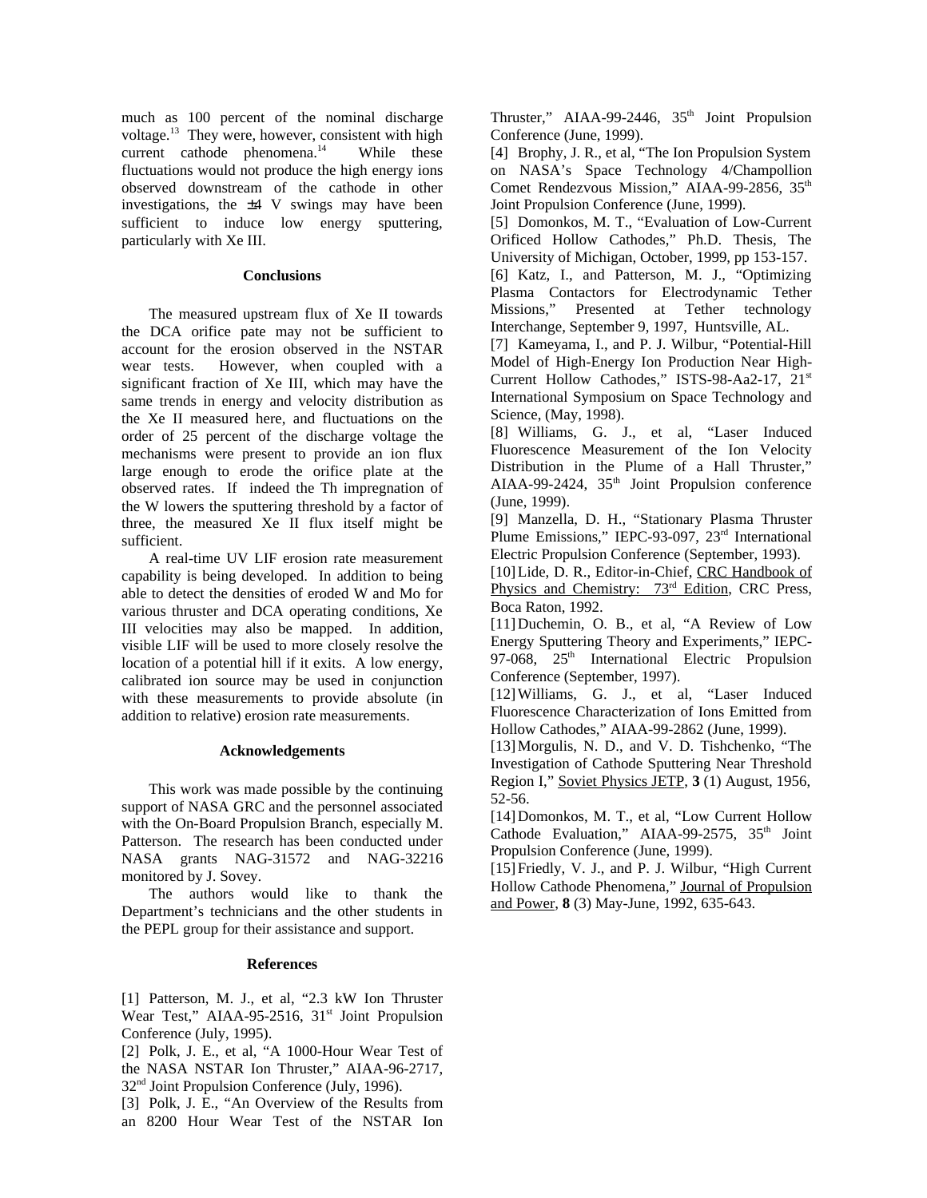much as 100 percent of the nominal discharge voltage.[13] They were, however, consistent with high current cathode phenomena.[14] While these fluctuations would not produce the high energy ions observed downstream of the cathode in other investigations, the ±4 V swings may have been sufficient to induce low energy sputtering, particularly with Xe III.

## Conclusions

The measured upstream flux of Xe II towards the DCA orifice pate may not be sufficient to account for the erosion observed in the NSTAR wear tests. However, when coupled with a significant fraction of Xe III, which may have the same trends in energy and velocity distribution as the Xe II measured here, and fluctuations on the order of 25 percent of the discharge voltage the mechanisms were present to provide an ion flux large enough to erode the orifice plate at the observed rates. If indeed the Th impregnation of the W lowers the sputtering threshold by a factor of three, the measured Xe II flux itself might be sufficient.

A real-time UV LIF erosion rate measurement capability is being developed. In addition to being able to detect the densities of eroded W and Mo for various thruster and DCA operating conditions, Xe III velocities may also be mapped. In addition, visible LIF will be used to more closely resolve the location of a potential hill if it exits. A low energy, calibrated ion source may be used in conjunction with these measurements to provide absolute (in addition to relative) erosion rate measurements.

## Acknowledgements

This work was made possible by the continuing support of NASA GRC and the personnel associated with the On-Board Propulsion Branch, especially M. Patterson. The research has been conducted under NASA grants NAG-31572 and NAG-32216 monitored by J. Sovey.

The authors would like to thank the Department's technicians and the other students in the PEPL group for their assistance and support.

## References

[1] Patterson, M. J., et al, "2.3 kW Ion Thruster Wear Test," AIAA-95-2516, 31st Joint Propulsion Conference (July, 1995).

[2] Polk, J. E., et al, "A 1000-Hour Wear Test of the NASA NSTAR Ion Thruster," AIAA-96-2717, 32nd Joint Propulsion Conference (July, 1996).

[3] Polk, J. E., "An Overview of the Results from an 8200 Hour Wear Test of the NSTAR Ion Thruster," AIAA-99-2446, 35th Joint Propulsion Conference (June, 1999).

[4] Brophy, J. R., et al, "The Ion Propulsion System on NASA's Space Technology 4/Champollion Comet Rendezvous Mission," AIAA-99-2856, 35th Joint Propulsion Conference (June, 1999).

[5] Domonkos, M. T., "Evaluation of Low-Current Orificed Hollow Cathodes," Ph.D. Thesis, The University of Michigan, October, 1999, pp 153-157.

[6] Katz, I., and Patterson, M. J., "Optimizing Plasma Contactors for Electrodynamic Tether Missions," Presented at Tether technology Interchange, September 9, 1997, Huntsville, AL.

[7] Kameyama, I., and P. J. Wilbur, "Potential-Hill Model of High-Energy Ion Production Near High-Current Hollow Cathodes," ISTS-98-Aa2-17, 21st International Symposium on Space Technology and Science, (May, 1998).

[8] Williams, G. J., et al, "Laser Induced Fluorescence Measurement of the Ion Velocity Distribution in the Plume of a Hall Thruster," AIAA-99-2424, 35th Joint Propulsion conference (June, 1999).

[9] Manzella, D. H., "Stationary Plasma Thruster Plume Emissions," IEPC-93-097, 23rd International Electric Propulsion Conference (September, 1993).

[10] Lide, D. R., Editor-in-Chief, CRC Handbook of Physics and Chemistry: 73rd Edition, CRC Press, Boca Raton, 1992.

[11] Duchemin, O. B., et al, "A Review of Low Energy Sputtering Theory and Experiments," IEPC-97-068, 25th International Electric Propulsion Conference (September, 1997).

[12] Williams, G. J., et al, "Laser Induced Fluorescence Characterization of Ions Emitted from Hollow Cathodes," AIAA-99-2862 (June, 1999).

[13] Morgulis, N. D., and V. D. Tishchenko, "The Investigation of Cathode Sputtering Near Threshold Region I," Soviet Physics JETP, **3** (1) August, 1956, 52-56.

[14] Domonkos, M. T., et al, "Low Current Hollow Cathode Evaluation," AIAA-99-2575, 35th Joint Propulsion Conference (June, 1999).

[15] Friedly, V. J., and P. J. Wilbur, "High Current Hollow Cathode Phenomena," Journal of Propulsion and Power, **8** (3) May-June, 1992, 635-643.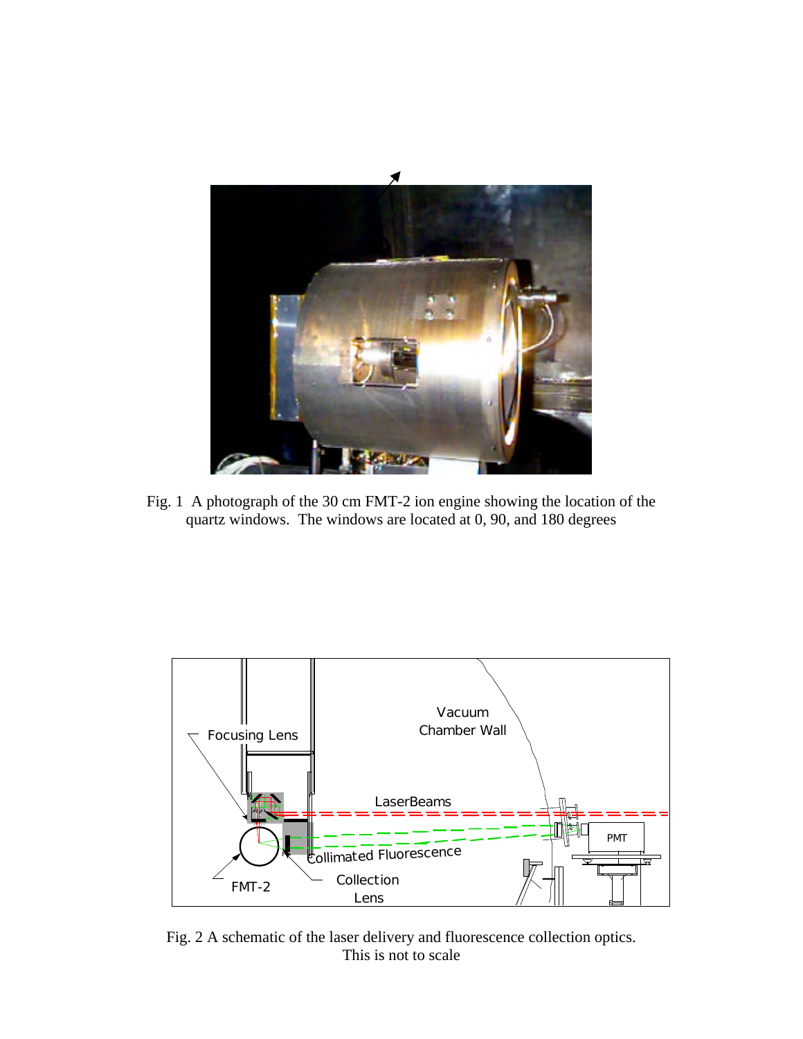Fig. 1  A photograph of the 30 cm FMT-2 ion engine showing the location of the quartz windows.  The windows are located at 0, 90, and 180 degrees

Fig. 2 A schematic of the laser delivery and fluorescence collection optics. This is not to scale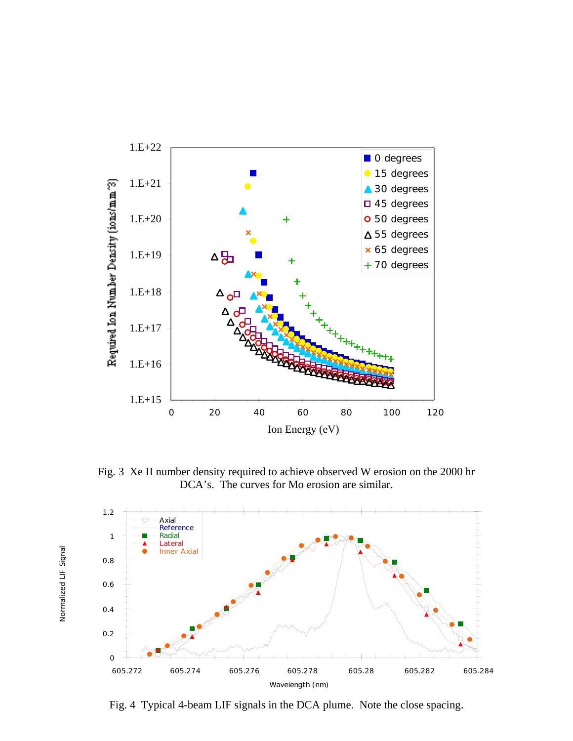Fig. 3  Xe II number density required to achieve observed W erosion on the 2000 hr DCA's.  The curves for Mo erosion are similar.

Fig. 4  Typical 4-beam LIF signals in the DCA plume.  Note the close spacing.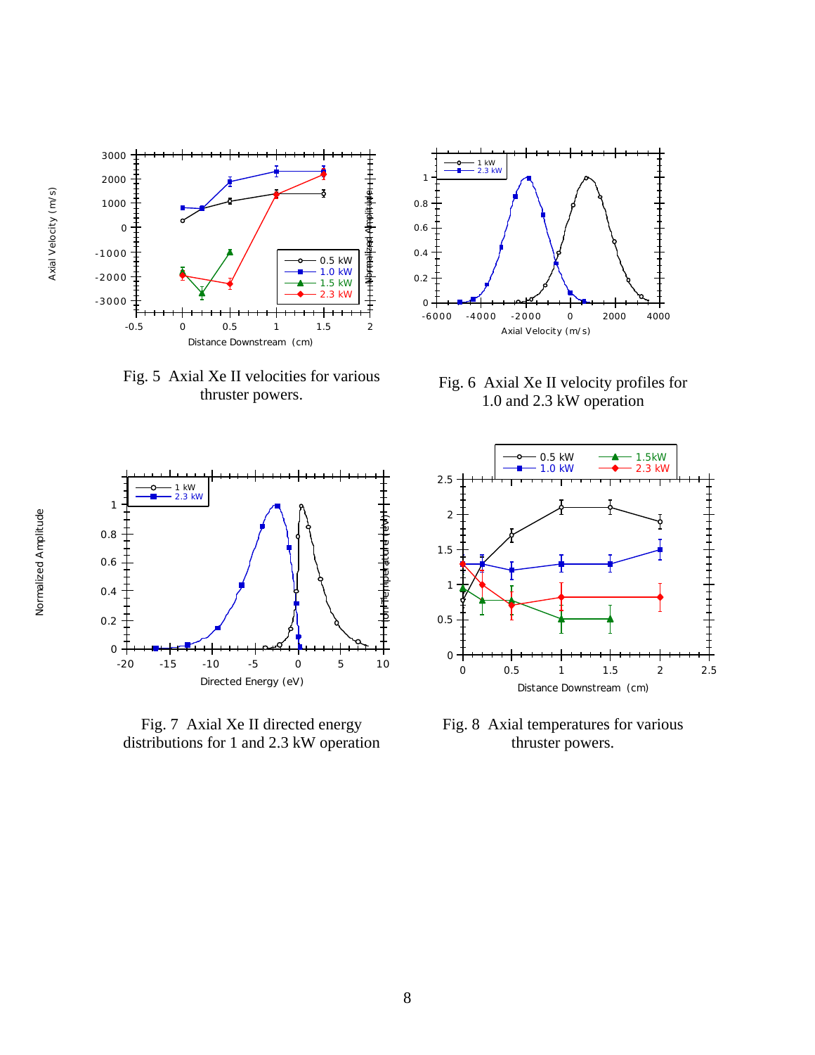Axial Velocity (m/s)

3000
2000
1000
0
-1000
-2000
-3000

-0.5
0
0.5
1
1.5
2

Distance Downstream (cm)

0.5 kW
1.0 kW
1.5 kW
2.3 kW

Fig. 5 Axial Xe II velocities for various thruster powers.

Normalized Amplitude

1 kW
2.3 kW

1
0.8
0.6
0.4
0.2
0

-6000
-4000
-2000
0
2000
4000

Axial Velocity (m/s)

Fig. 6 Axial Xe II velocity profiles for 1.0 and 2.3 kW operation

Normalized Amplitude

1 kW
2.3 kW

1
0.8
0.6
0.4
0.2
0

-20
-15
-10
-5
0
5
10

Directed Energy (eV)

Fig. 7 Axial Xe II directed energy distributions for 1 and 2.3 kW operation

Ion Temperature (eV)

0.5 kW
1.0 kW
1.5kW
2.3 kW

2.5
2
1.5
1
0.5
0

0
0.5
1
1.5
2
2.5

Distance Downstream (cm)

Fig. 8 Axial temperatures for various thruster powers.